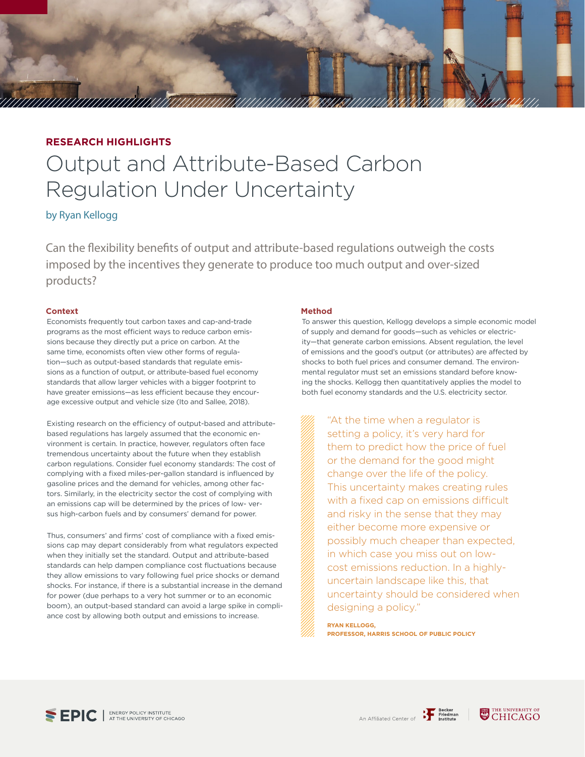**RESEARCH HIGHLIGHTS**

# Output and Attribute-Based Carbon Regulation Under Uncertainty

by Ryan Kellogg

Can the flexibility benefits of output and attribute-based regulations outweigh the costs imposed by the incentives they generate to produce too much output and over-sized products?

## Context

Economists frequently tout carbon taxes and cap-and-trade programs as the most efficient ways to reduce carbon emissions because they directly put a price on carbon. At the same time, economists often view other forms of regulation—such as output-based standards that regulate emissions as a function of output, or attribute-based fuel economy standards that allow larger vehicles with a bigger footprint to have greater emissions—as less efficient because they encourage excessive output and vehicle size (Ito and Sallee, 2018).

Existing research on the efficiency of output-based and attribute-based regulations has largely assumed that the economic environment is certain. In practice, however, regulators often face tremendous uncertainty about the future when they establish carbon regulations. Consider fuel economy standards: The cost of complying with a fixed miles-per-gallon standard is influenced by gasoline prices and the demand for vehicles, among other factors. Similarly, in the electricity sector the cost of complying with an emissions cap will be determined by the prices of low- versus high-carbon fuels and by consumers' demand for power.

Thus, consumers' and firms' cost of compliance with a fixed emissions cap may depart considerably from what regulators expected when they initially set the standard. Output and attribute-based standards can help dampen compliance cost fluctuations because they allow emissions to vary following fuel price shocks or demand shocks. For instance, if there is a substantial increase in the demand for power (due perhaps to a very hot summer or to an economic boom), an output-based standard can avoid a large spike in compliance cost by allowing both output and emissions to increase.

## Method

To answer this question, Kellogg develops a simple economic model of supply and demand for goods—such as vehicles or electricity—that generate carbon emissions. Absent regulation, the level of emissions and the good's output (or attributes) are affected by shocks to both fuel prices and consumer demand. The environmental regulator must set an emissions standard before knowing the shocks. Kellogg then quantitatively applies the model to both fuel economy standards and the U.S. electricity sector.

> "At the time when a regulator is setting a policy, it's very hard for them to predict how the price of fuel or the demand for the good might change over the life of the policy. This uncertainty makes creating rules with a fixed cap on emissions difficult and risky in the sense that they may either become more expensive or possibly much cheaper than expected, in which case you miss out on low-cost emissions reduction. In a highly-uncertain landscape like this, that uncertainty should be considered when designing a policy."
>
> **RYAN KELLOGG, PROFESSOR, HARRIS SCHOOL OF PUBLIC POLICY**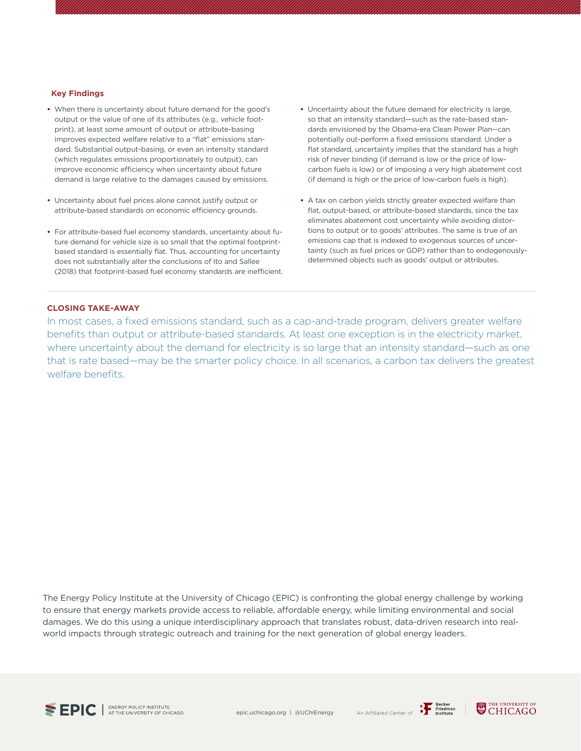### Key Findings

- When there is uncertainty about future demand for the good's output or the value of one of its attributes (e.g., vehicle footprint), at least some amount of output or attribute-basing improves expected welfare relative to a "flat" emissions standard. Substantial output-basing, or even an intensity standard (which regulates emissions proportionately to output), can improve economic efficiency when uncertainty about future demand is large relative to the damages caused by emissions.
- Uncertainty about fuel prices alone cannot justify output or attribute-based standards on economic efficiency grounds.
- For attribute-based fuel economy standards, uncertainty about future demand for vehicle size is so small that the optimal footprint-based standard is essentially flat. Thus, accounting for uncertainty does not substantially alter the conclusions of Ito and Sallee (2018) that footprint-based fuel economy standards are inefficient.
- Uncertainty about the future demand for electricity is large, so that an intensity standard—such as the rate-based standards envisioned by the Obama-era Clean Power Plan--can potentially out-perform a fixed emissions standard. Under a flat standard, uncertainty implies that the standard has a high risk of never binding (if demand is low or the price of low-carbon fuels is low) or of imposing a very high abatement cost (if demand is high or the price of low-carbon fuels is high).
- A tax on carbon yields strictly greater expected welfare than flat, output-based, or attribute-based standards, since the tax eliminates abatement cost uncertainty while avoiding distortions to output or to goods' attributes. The same is true of an emissions cap that is indexed to exogenous sources of uncertainty (such as fuel prices or GDP) rather than to endogenously-determined objects such as goods' output or attributes.

### CLOSING TAKE-AWAY

In most cases, a fixed emissions standard, such as a cap-and-trade program, delivers greater welfare benefits than output or attribute-based standards. At least one exception is in the electricity market, where uncertainty about the demand for electricity is so large that an intensity standard—such as one that is rate based—may be the smarter policy choice. In all scenarios, a carbon tax delivers the greatest welfare benefits.

The Energy Policy Institute at the University of Chicago (EPIC) is confronting the global energy challenge by working to ensure that energy markets provide access to reliable, affordable energy, while limiting environmental and social damages. We do this using a unique interdisciplinary approach that translates robust, data-driven research into real-world impacts through strategic outreach and training for the next generation of global energy leaders.

EPIC | ENERGY POLICY INSTITUTE AT THE UNIVERSITY OF CHICAGO

epic.uchicago.org | @UChiEnergy

An Affiliated Center of Becker Friedman Institute

THE UNIVERSITY OF CHICAGO